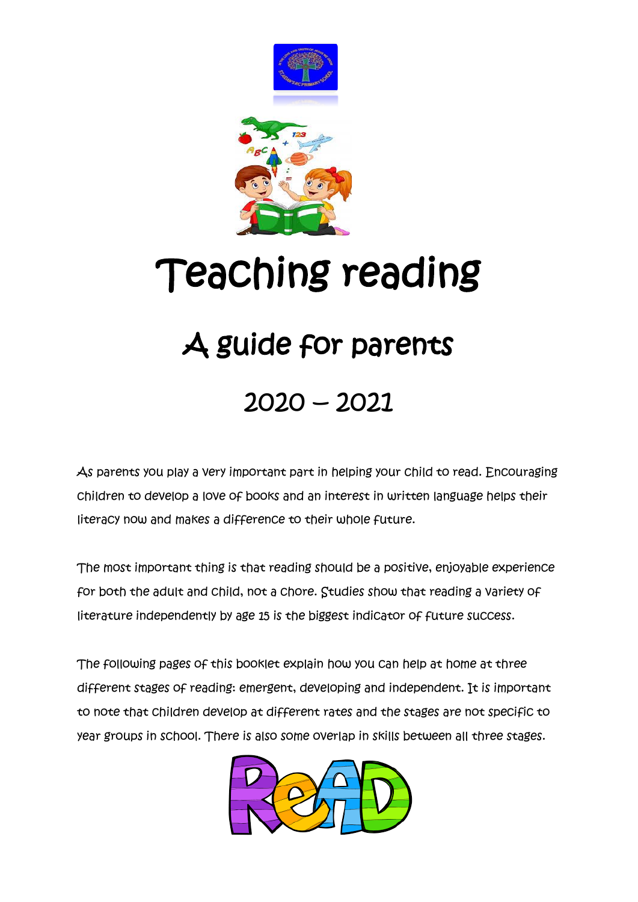# Teaching reading

## A guide for parents

## 2020 – 2021

As parents you play a very important part in helping your child to read. Encouraging children to develop a love of books and an interest in written language helps their literacy now and makes a difference to their whole future.

The most important thing is that reading should be a positive, enjoyable experience for both the adult and child, not a chore. Studies show that reading a variety of literature independently by age 15 is the biggest indicator of future success.

The following pages of this booklet explain how you can help at home at three different stages of reading: emergent, developing and independent. It is important to note that children develop at different rates and the stages are not specific to year groups in school. There is also some overlap in skills between all three stages.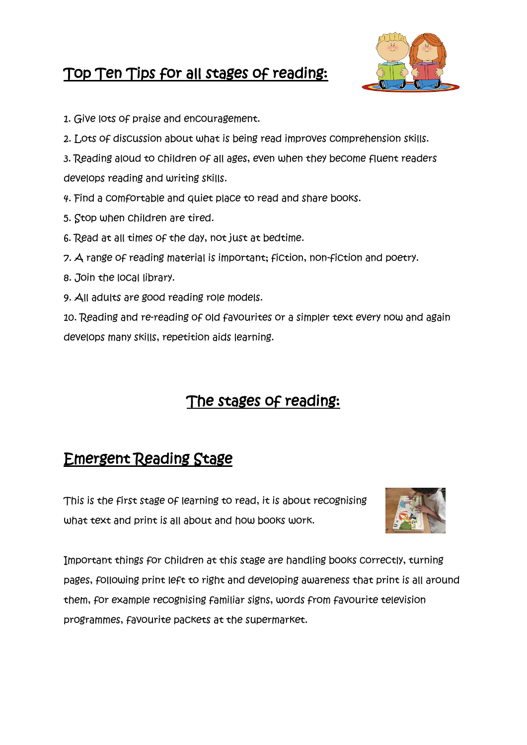## Top Ten Tips for all stages of reading:

1. Give lots of praise and encouragement.
2. Lots of discussion about what is being read improves comprehension skills.
3. Reading aloud to children of all ages, even when they become fluent readers develops reading and writing skills.
4. Find a comfortable and quiet place to read and share books.
5. Stop when children are tired.
6. Read at all times of the day, not just at bedtime.
7. A range of reading material is important; fiction, non-fiction and poetry.
8. Join the local library.
9. All adults are good reading role models.
10. Reading and re-reading of old favourites or a simpler text every now and again develops many skills, repetition aids learning.

# The stages of reading:

## Emergent Reading Stage

This is the first stage of learning to read, it is about recognising what text and print is all about and how books work.

Important things for children at this stage are handling books correctly, turning pages, following print left to right and developing awareness that print is all around them, for example recognising familiar signs, words from favourite television programmes, favourite packets at the supermarket.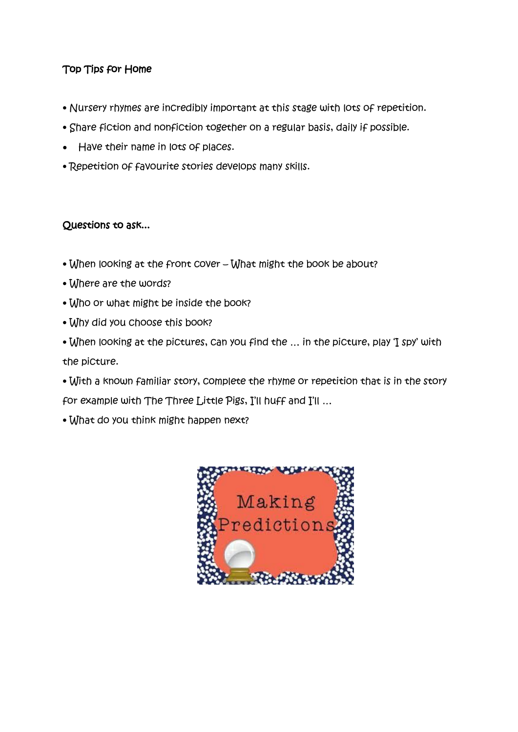## Top Tips for Home

- Nursery rhymes are incredibly important at this stage with lots of repetition.
- Share fiction and nonfiction together on a regular basis, daily if possible.
- Have their name in lots of places.
- Repetition of favourite stories develops many skills.

## Questions to ask...

- When looking at the front cover – What might the book be about?
- Where are the words?
- Who or what might be inside the book?
- Why did you choose this book?
- When looking at the pictures, can you find the … in the picture, play 'I spy' with the picture.
- With a known familiar story, complete the rhyme or repetition that is in the story for example with The Three Little Pigs, I'll huff and I'll …
- What do you think might happen next?

Making Predictions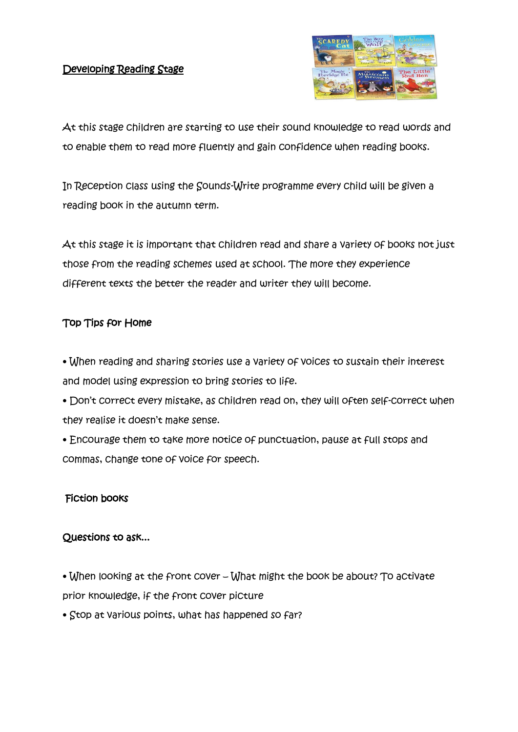## Developing Reading Stage

At this stage children are starting to use their sound knowledge to read words and to enable them to read more fluently and gain confidence when reading books.

In Reception class using the Sounds-Write programme every child will be given a reading book in the autumn term.

At this stage it is important that children read and share a variety of books not just those from the reading schemes used at school. The more they experience different texts the better the reader and writer they will become.

### Top Tips for Home

- When reading and sharing stories use a variety of voices to sustain their interest and model using expression to bring stories to life.
- Don't correct every mistake, as children read on, they will often self-correct when they realise it doesn't make sense.
- Encourage them to take more notice of punctuation, pause at full stops and commas, change tone of voice for speech.

### Fiction books

### Questions to ask...

- When looking at the front cover – What might the book be about? To activate prior knowledge, if the front cover picture
- Stop at various points, what has happened so far?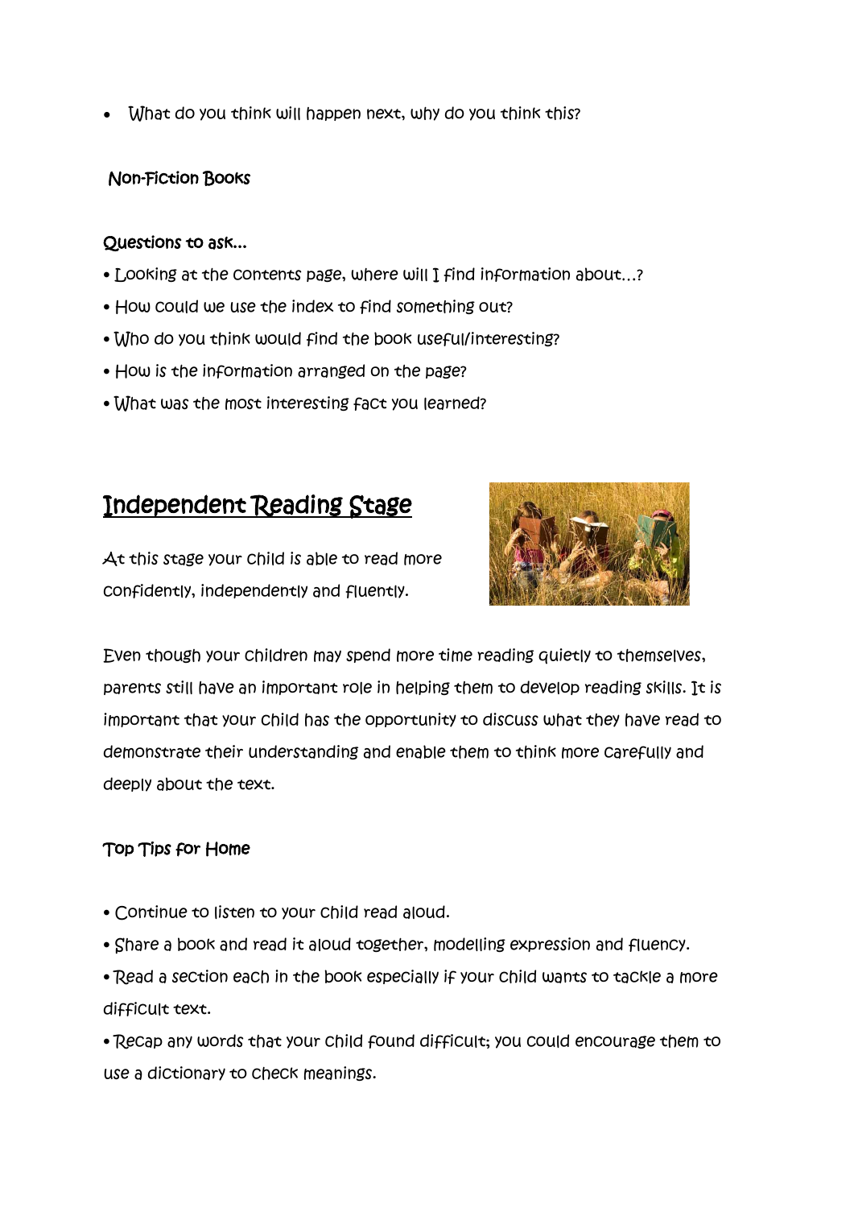- What do you think will happen next, why do you think this?

## Non-Fiction Books

**Questions to ask...**

- Looking at the contents page, where will I find information about...?
- How could we use the index to find something out?
- Who do you think would find the book useful/interesting?
- How is the information arranged on the page?
- What was the most interesting fact you learned?

# Independent Reading Stage

At this stage your child is able to read more confidently, independently and fluently.

Even though your children may spend more time reading quietly to themselves, parents still have an important role in helping them to develop reading skills. It is important that your child has the opportunity to discuss what they have read to demonstrate their understanding and enable them to think more carefully and deeply about the text.

**Top Tips for Home**

- Continue to listen to your child read aloud.
- Share a book and read it aloud together, modelling expression and fluency.
- Read a section each in the book especially if your child wants to tackle a more difficult text.
- Recap any words that your child found difficult; you could encourage them to use a dictionary to check meanings.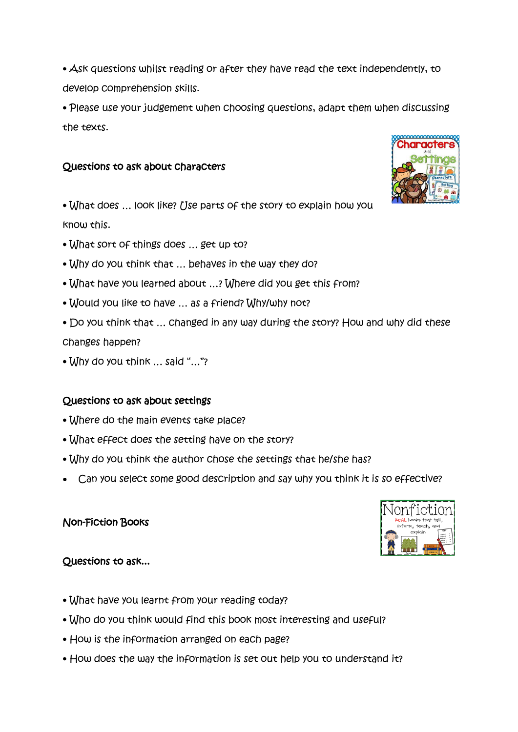- Ask questions whilst reading or after they have read the text independently, to develop comprehension skills.
- Please use your judgement when choosing questions, adapt them when discussing the texts.

### Questions to ask about characters

- What does … look like? Use parts of the story to explain how you know this.
- What sort of things does … get up to?
- Why do you think that … behaves in the way they do?
- What have you learned about …? Where did you get this from?
- Would you like to have … as a friend? Why/why not?
- Do you think that … changed in any way during the story? How and why did these changes happen?
- Why do you think … said "…"?

### Questions to ask about settings

- Where do the main events take place?
- What effect does the setting have on the story?
- Why do you think the author chose the settings that he/she has?
- Can you select some good description and say why you think it is so effective?

### Non-Fiction Books

### Questions to ask…

- What have you learnt from your reading today?
- Who do you think would find this book most interesting and useful?
- How is the information arranged on each page?
- How does the way the information is set out help you to understand it?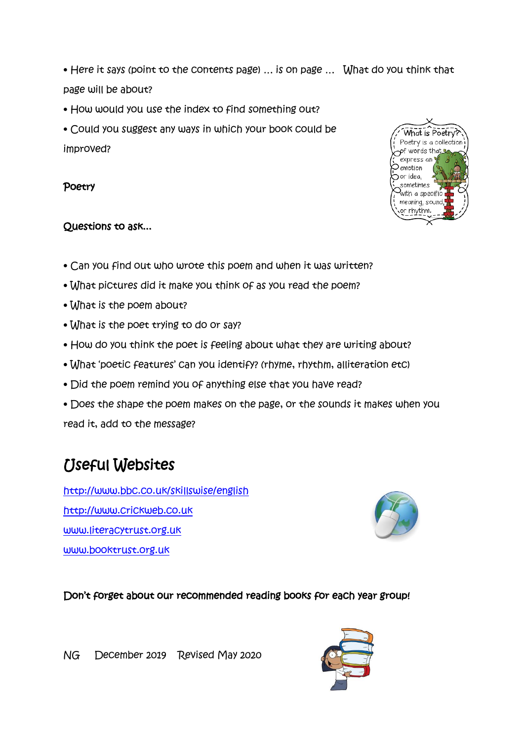- Here it says (point to the contents page) … is on page … What do you think that page will be about?
- How would you use the index to find something out?
- Could you suggest any ways in which your book could be improved?

**Poetry**

What is Poetry? Poetry is a collection of words that express an emotion or idea, sometimes with a specific meaning, sound, or rhythm.

**Questions to ask…**

- Can you find out who wrote this poem and when it was written?
- What pictures did it make you think of as you read the poem?
- What is the poem about?
- What is the poet trying to do or say?
- How do you think the poet is feeling about what they are writing about?
- What 'poetic features' can you identify? (rhyme, rhythm, alliteration etc)
- Did the poem remind you of anything else that you have read?
- Does the shape the poem makes on the page, or the sounds it makes when you read it, add to the message?

## Useful Websites

http://www.bbc.co.uk/skillswise/english

http://www.crickweb.co.uk

www.literacytrust.org.uk

www.booktrust.org.uk

**Don't forget about our recommended reading books for each year group!**

NG December 2019 Revised May 2020